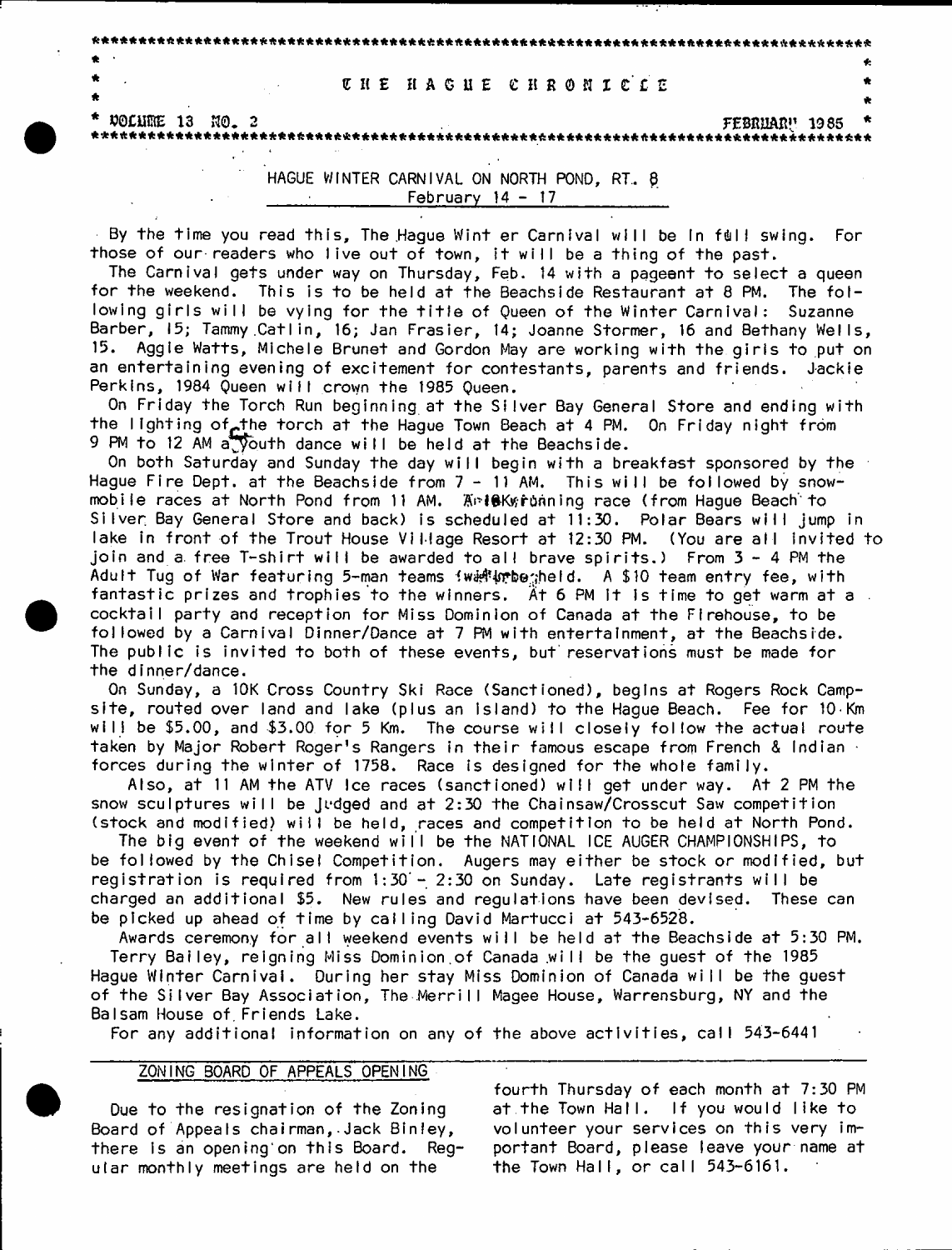# THE HAGUE CHRONICLE

VOLUME 13 NO. 2 FEBRUARY 1985

## HAGUE WINTER CARNIVAL ON NORTH POND, RT. 8
### February 14 - 17

By the time you read this, The Hague Wint er Carnival will be in full swing. For those of our readers who live out of town, it will be a thing of the past.

The Carnival gets under way on Thursday, Feb. 14 with a pageant to select a queen for the weekend. This is to be held at the Beachside Restaurant at 8 PM. The following girls will be vying for the title of Queen of the Winter Carnival: Suzanne Barber, 15; Tammy Catlin, 16; Jan Frasier, 14; Joanne Stormer, 16 and Bethany Wells, 15. Aggie Watts, Michele Brunet and Gordon May are working with the girls to put on an entertaining evening of excitement for contestants, parents and friends. Jackie Perkins, 1984 Queen will crown the 1985 Queen.

On Friday the Torch Run beginning at the Silver Bay General Store and ending with the lighting of the torch at the Hague Town Beach at 4 PM. On Friday night from 9 PM to 12 AM a youth dance will be held at the Beachside.

On both Saturday and Sunday the day will begin with a breakfast sponsored by the Hague Fire Dept. at the Beachside from 7 - 11 AM. This will be followed by snowmobile races at North Pond from 11 AM. A 10K running race (from Hague Beach to Silver Bay General Store and back) is scheduled at 11:30. Polar Bears will jump in lake in front of the Trout House Village Resort at 12:30 PM. (You are all invited to join and a free T-shirt will be awarded to all brave spirits.) From 3 - 4 PM the Adult Tug of War featuring 5-man teams will be held. A $10 team entry fee, with fantastic prizes and trophies to the winners. At 6 PM it is time to get warm at a cocktail party and reception for Miss Dominion of Canada at the Firehouse, to be followed by a Carnival Dinner/Dance at 7 PM with entertainment, at the Beachside. The public is invited to both of these events, but reservations must be made for the dinner/dance.

On Sunday, a 10K Cross Country Ski Race (Sanctioned), begins at Rogers Rock Campsite, routed over land and lake (plus an island) to the Hague Beach. Fee for 10 Km will be $5.00, and $3.00 for 5 Km. The course will closely follow the actual route taken by Major Robert Roger's Rangers in their famous escape from French & Indian forces during the winter of 1758. Race is designed for the whole family.

Also, at 11 AM the ATV Ice races (sanctioned) will get under way. At 2 PM the snow sculptures will be judged and at 2:30 the Chainsaw/Crosscut Saw competition (stock and modified) will be held, races and competition to be held at North Pond.

The big event of the weekend will be the NATIONAL ICE AUGER CHAMPIONSHIPS, to be followed by the Chisel Competition. Augers may either be stock or modified, but registration is required from 1:30 - 2:30 on Sunday. Late registrants will be charged an additional $5. New rules and regulations have been devised. These can be picked up ahead of time by calling David Martucci at 543-6528.

Awards ceremony for all weekend events will be held at the Beachside at 5:30 PM.

Terry Bailey, reigning Miss Dominion of Canada will be the guest of the 1985 Hague Winter Carnival. During her stay Miss Dominion of Canada will be the guest of the Silver Bay Association, The Merrill Magee House, Warrensburg, NY and the Balsam House of Friends Lake.

For any additional information on any of the above activities, call 543-6441

## ZONING BOARD OF APPEALS OPENING

Due to the resignation of the Zoning Board of Appeals chairman, Jack Binley, there is an opening on this Board. Regular monthly meetings are held on the fourth Thursday of each month at 7:30 PM at the Town Hall. If you would like to volunteer your services on this very important Board, please leave your name at the Town Hall, or call 543-6161.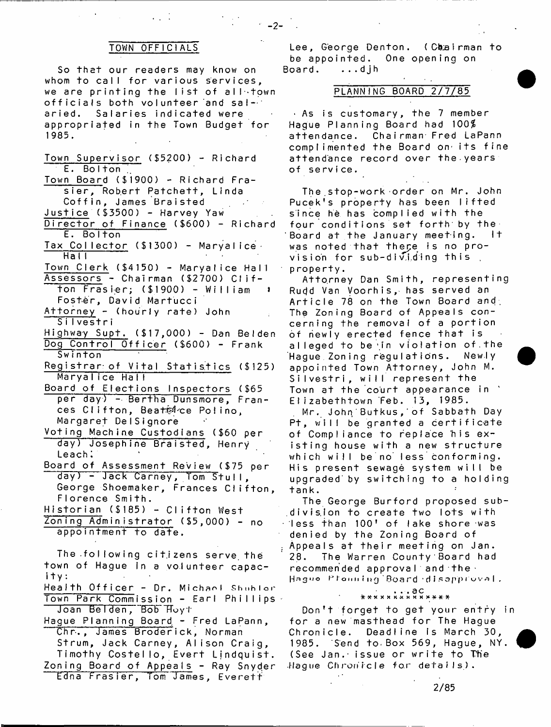## TOWN OFFICIALS

So that our readers may know on whom to call for various services, we are printing the list of all town officials both volunteer and salaried. Salaries indicated were appropriated in the Town Budget for 1985.

Town Supervisor ($5200) - Richard E. Bolton

Town Board ($1900) - Richard Frasier, Robert Patchett, Linda Coffin, James Braisted

Justice ($3500) - Harvey Yaw

Director of Finance ($600) - Richard E. Bolton

Tax Collector ($1300) - Maryalice Hall

Town Clerk ($4150) - Maryalice Hall

Assessors - Chairman ($2700) Clifton Frasier; ($1900) - William Foster, David Martucci

Attorney - (hourly rate) John Silvestri

Highway Supt. ($17,000) - Dan Belden

Dog Control Officer ($600) - Frank Swinton

Registrar of Vital Statistics ($125) Maryalice Hall

Board of Elections Inspectors ($65 per day) - Bertha Dunsmore, Frances Clifton, Beatrice Polino, Margaret DelSignore

Voting Machine Custodians ($60 per day) Josephine Braisted, Henry Leach.

Board of Assessment Review ($75 per day) - Jack Carney, Tom Stull, George Shoemaker, Frances Clifton, Florence Smith.

Historian ($185) - Clifton West

Zoning Administrator ($5,000) - no appointment to date.

The following citizens serve the town of Hague in a volunteer capacity:

Health Officer - Dr. Michael Shubler

Town Park Commission - Earl Phillips Joan Belden, Bob Hoyt

Hague Planning Board - Fred LaPann, Chr., James Broderick, Norman Strum, Jack Carney, Alison Craig, Timothy Costello, Evert Lindquist.

Zoning Board of Appeals - Ray Snyder Edna Frasier, Tom James, Everett Lee, George Denton. (Chairman to be appointed. One opening on Board. ...djh

## PLANNING BOARD 2/7/85

As is customary, the 7 member Hague Planning Board had 100% attendance. Chairman Fred LaPann complimented the Board on its fine attendance record over the years of service.

The stop-work order on Mr. John Pucek's property has been lifted since he has complied with the four conditions set forth by the Board at the January meeting. It was noted that there is no provision for sub-dividing this property.

Attorney Dan Smith, representing Rudd Van Voorhis, has served an Article 78 on the Town Board and The Zoning Board of Appeals concerning the removal of a portion of newly erected fence that is alleged to be in violation of the Hague Zoning regulations. Newly appointed Town Attorney, John M. Silvestri, will represent the Town at the court appearance in Elizabethtown Feb. 13, 1985.

Mr. John Butkus, of Sabbath Day Pt, will be granted a certificate of Compliance to replace his existing house with a new structure which will be no less conforming. His present sewage system will be upgraded by switching to a holding tank.

The George Burford proposed subdivision to create two lots with less than 100' of lake shore was denied by the Zoning Board of Appeals at their meeting on Jan. 28. The Warren County Board had recommended approval and the Hague Planning Board disapproval.

...ac

\*\*\*\*\*\*\*\*\*\*\*\*\*

Don't forget to get your entry in for a new masthead for The Hague Chronicle. Deadline is March 30, 1985. Send to Box 569, Hague, NY. (See Jan. issue or write to The Hague Chronicle for details).

2/85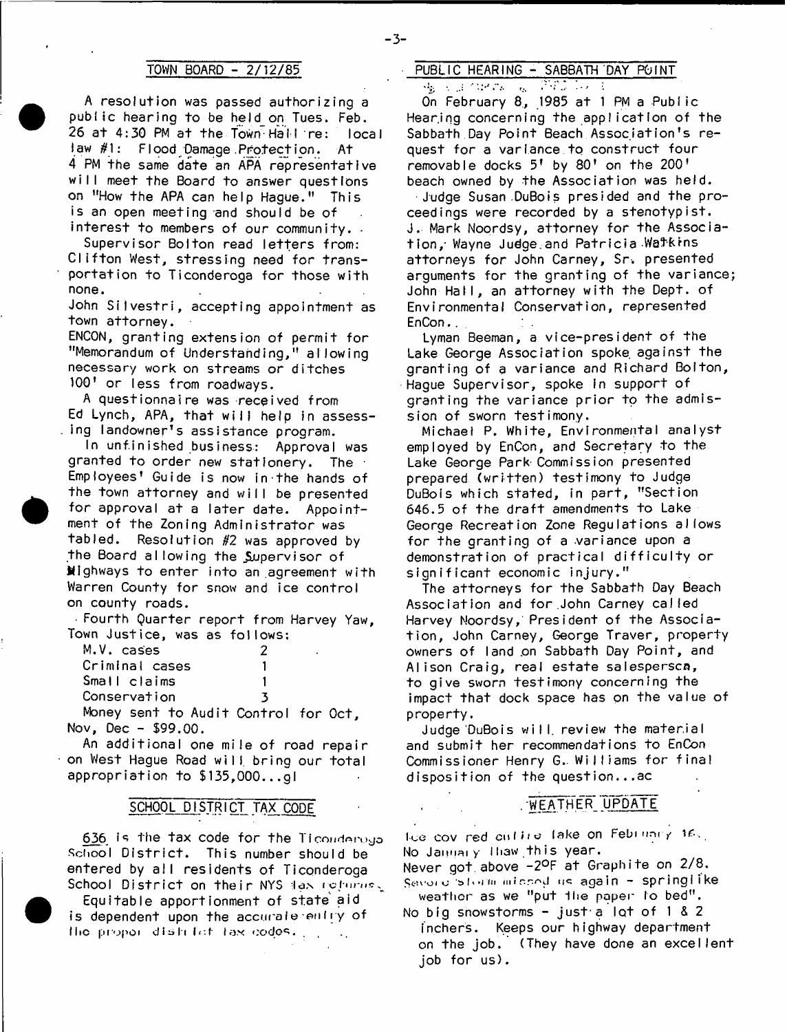## TOWN BOARD - 2/12/85

A resolution was passed authorizing a public hearing to be held on Tues. Feb. 26 at 4:30 PM at the Town Hall re: local law #1: Flood Damage Protection. At 4 PM the same date an APA representative will meet the Board to answer questions on "How the APA can help Hague." This is an open meeting and should be of interest to members of our community.

Supervisor Bolton read letters from: Clifton West, stressing need for transportation to Ticonderoga for those with none.

John Silvestri, accepting appointment as town attorney.

ENCON, granting extension of permit for "Memorandum of Understanding," allowing necessary work on streams or ditches 100' or less from roadways.

A questionnaire was received from Ed Lynch, APA, that will help in assessing landowner's assistance program.

In unfinished business: Approval was granted to order new stationery. The Employees' Guide is now in the hands of the town attorney and will be presented for approval at a later date. Appointment of the Zoning Administrator was tabled. Resolution #2 was approved by the Board allowing the Supervisor of Highways to enter into an agreement with Warren County for snow and ice control on county roads.

Fourth Quarter report from Harvey Yaw, Town Justice, was as follows:

| | |
|---|---|
| M.V. cases | 2 |
| Criminal cases | 1 |
| Small claims | 1 |
| Conservation | 3 |

Money sent to Audit Control for Oct, Nov, Dec - $99.00.

An additional one mile of road repair on West Hague Road will bring our total appropriation to $135,000...gl

## SCHOOL DISTRICT TAX CODE

636 is the tax code for the Ticonderoga School District. This number should be entered by all residents of Ticonderoga School District on their NYS tax returns.

Equitable apportionment of state aid is dependent upon the accurate entry of the proper district tax codes.

## PUBLIC HEARING - SABBATH DAY POINT

On February 8, 1985 at 1 PM a Public Hearing concerning the application of the Sabbath Day Point Beach Association's request for a variance to construct four removable docks 5' by 80' on the 200' beach owned by the Association was held.

Judge Susan DuBois presided and the proceedings were recorded by a stenotypist. J. Mark Noordsy, attorney for the Association, Wayne Judge and Patricia Watkins attorneys for John Carney, Sr. presented arguments for the granting of the variance; John Hall, an attorney with the Dept. of Environmental Conservation, represented EnCon.

Lyman Beeman, a vice-president of the Lake George Association spoke against the granting of a variance and Richard Bolton, Hague Supervisor, spoke in support of granting the variance prior to the admission of sworn testimony.

Michael P. White, Environmental analyst employed by EnCon, and Secretary to the Lake George Park Commission presented prepared (written) testimony to Judge DuBois which stated, in part, "Section 646.5 of the draft amendments to Lake George Recreation Zone Regulations allows for the granting of a variance upon a demonstration of practical difficulty or significant economic injury."

The attorneys for the Sabbath Day Beach Association and for John Carney called Harvey Noordsy, President of the Association, John Carney, George Traver, property owners of land on Sabbath Day Point, and Alison Craig, real estate salesperson, to give sworn testimony concerning the impact that dock space has on the value of property.

Judge DuBois will review the material and submit her recommendations to EnCon Commissioner Henry G. Williams for final disposition of the question...ac

## WEATHER UPDATE

Ice covered entire lake on February 16.
No January thaw this year.
Never got above -2°F at Graphite on 2/8.
Severe storm missed us again - springlike weather as we "put the paper to bed".
No big snowstorms - just a lot of 1 & 2 inchers. Keeps our highway department on the job. (They have done an excellent job for us).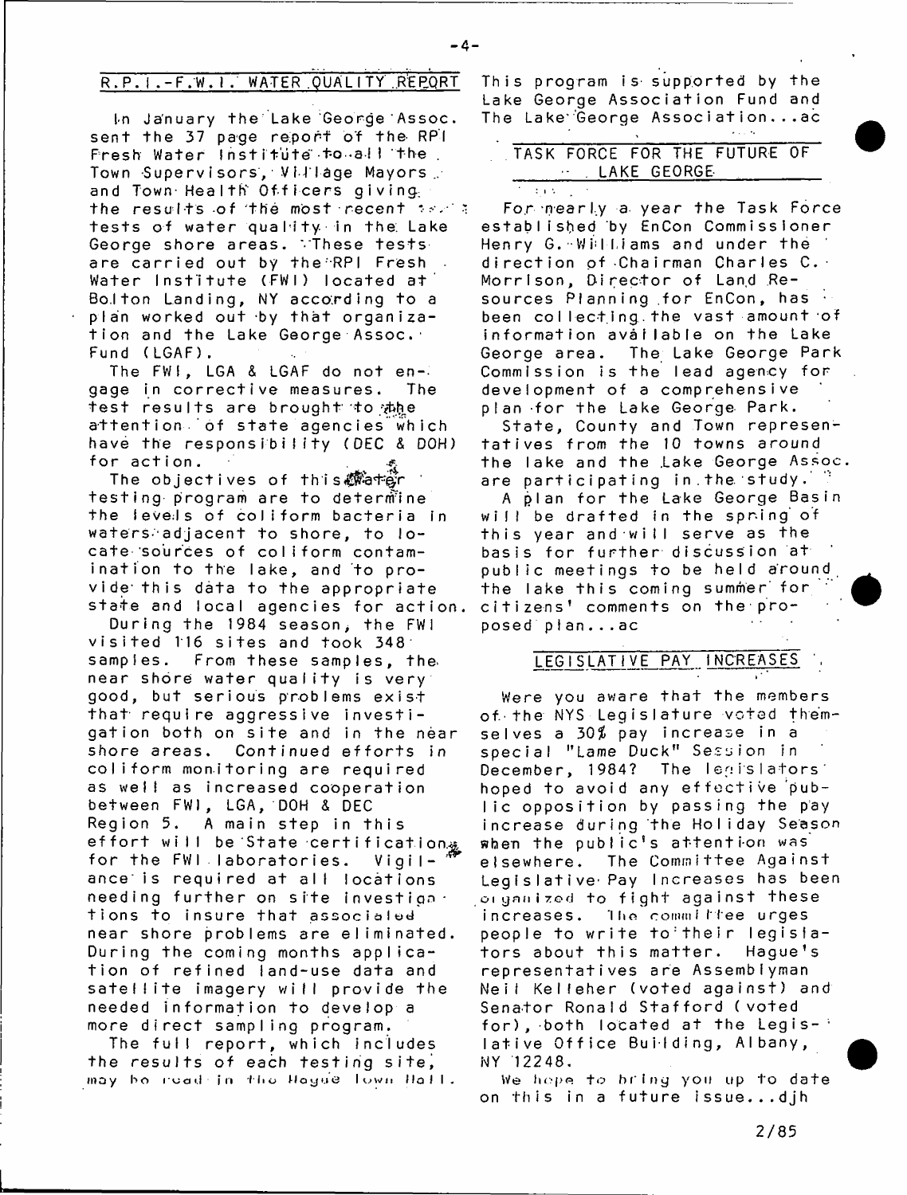## R.P.I.-F.W.I. WATER QUALITY REPORT

In January the Lake George Assoc. sent the 37 page report of the RPI Fresh Water Institute to all the Town Supervisors, Village Mayors and Town Health Officers giving the results of the most recent tests of water quality in the Lake George shore areas. These tests are carried out by the RPI Fresh Water Institute (FWI) located at Bolton Landing, NY according to a plan worked out by that organization and the Lake George Assoc. Fund (LGAF).

The FWI, LGA & LGAF do not engage in corrective measures. The test results are brought to the attention of state agencies which have the responsibility (DEC & DOH) for action.

The objectives of this water testing program are to determine the levels of coliform bacteria in waters adjacent to shore, to locate sources of coliform contamination to the lake, and to provide this data to the appropriate state and local agencies for action.

During the 1984 season, the FWI visited 116 sites and took 348 samples. From these samples, the near shore water quality is very good, but serious problems exist that require aggressive investigation both on site and in the near shore areas. Continued efforts in coliform monitoring are required as well as increased cooperation between FWI, LGA, DOH & DEC Region 5. A main step in this effort will be State certification for the FWI laboratories. Vigilance is required at all locations needing further on site investigations to insure that associated near shore problems are eliminated. During the coming months application of refined land-use data and satellite imagery will provide the needed information to develop a more direct sampling program.

The full report, which includes the results of each testing site, may be read in the Hague Town Hall. This program is supported by the Lake George Association Fund and The Lake George Association...ac

## TASK FORCE FOR THE FUTURE OF LAKE GEORGE

For nearly a year the Task Force established by EnCon Commissioner Henry G. Williams and under the direction of Chairman Charles C. Morrison, Director of Land Resources Planning for EnCon, has been collecting the vast amount of information available on the Lake George area. The Lake George Park Commission is the lead agency for development of a comprehensive plan for the Lake George Park.

State, County and Town representatives from the 10 towns around the lake and the Lake George Assoc. are participating in the study.

A plan for the Lake George Basin will be drafted in the spring of this year and will serve as the basis for further discussion at public meetings to be held around the lake this coming summer for citizens' comments on the proposed plan...ac

## LEGISLATIVE PAY INCREASES

Were you aware that the members of the NYS Legislature voted themselves a 30% pay increase in a special "Lame Duck" Session in December, 1984? The legislators hoped to avoid any effective public opposition by passing the pay increase during the Holiday Season when the public's attention was elsewhere. The Committee Against Legislative Pay Increases has been organized to fight against these increases. The committee urges people to write to their legislators about this matter. Hague's representatives are Assemblyman Neil Kelleher (voted against) and Senator Ronald Stafford (voted for), both located at the Legislative Office Building, Albany, NY 12248.

We hope to bring you up to date on this in a future issue...djh

2/85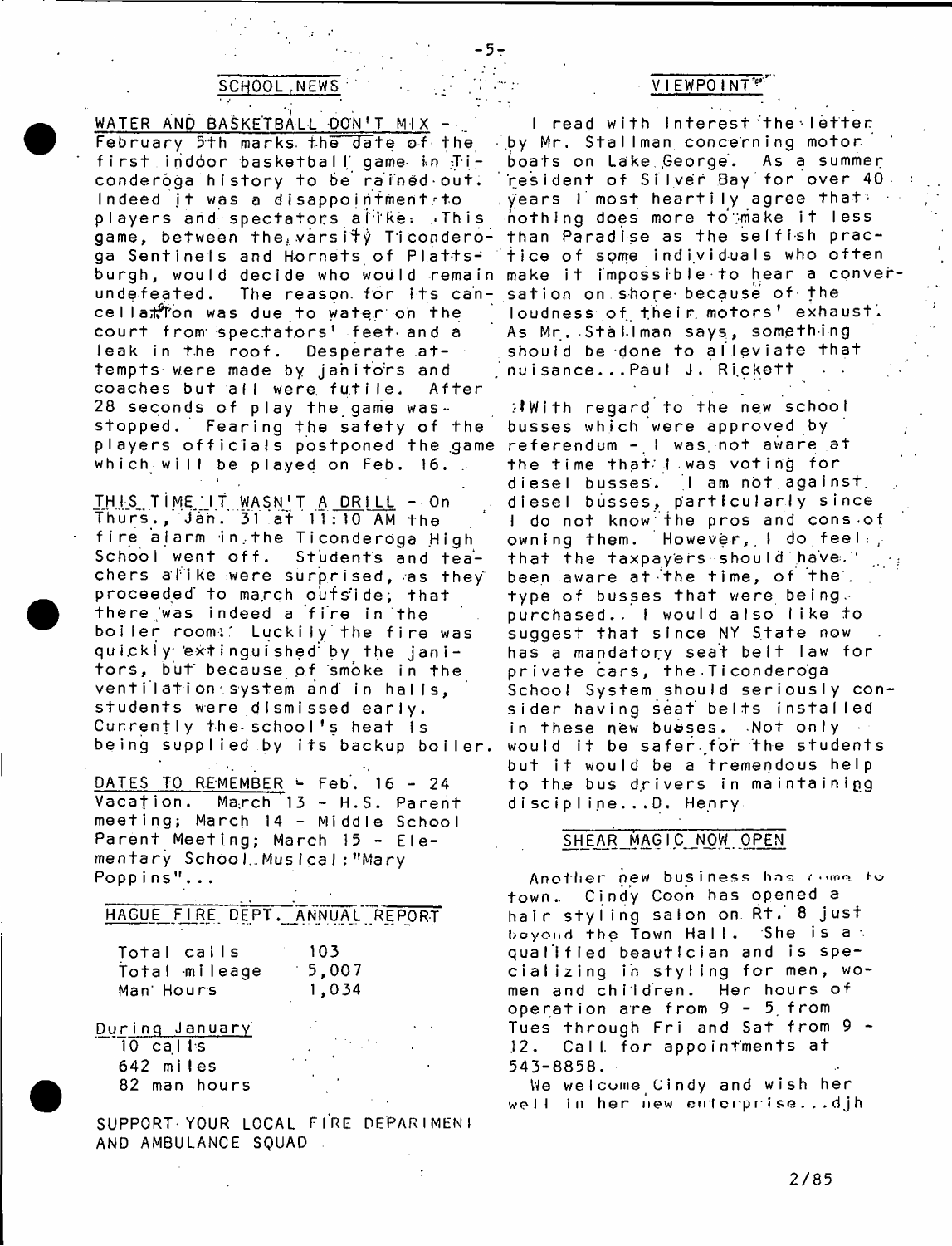## SCHOOL NEWS

WATER AND BASKETBALL DON'T MIX - February 5th marks the date of the first indoor basketball game in Ticonderoga history to be rained out. Indeed it was a disappointment to players and spectators alike. This game, between the varsity Ticonderoga Sentinels and Hornets of Plattsburgh, would decide who would remain undefeated. The reason for its cancellation was due to water on the court from spectators' feet and a leak in the roof. Desperate attempts were made by janitors and coaches but all were futile. After 28 seconds of play the game was stopped. Fearing the safety of the players officials postponed the game which will be played on Feb. 16.

THIS TIME IT WASN'T A DRILL - On Thurs., Jan. 31 at 11:10 AM the fire alarm in the Ticonderoga High School went off. Students and teachers alike were surprised, as they proceeded to march outside, that there was indeed a fire in the boiler room. Luckily the fire was quickly extinguished by the janitors, but because of smoke in the ventilation system and in halls, students were dismissed early. Currently the school's heat is being supplied by its backup boiler.

DATES TO REMEMBER - Feb. 16 - 24 Vacation. March 13 - H.S. Parent meeting; March 14 - Middle School Parent Meeting; March 15 - Elementary School Musical: "Mary Poppins"...

## HAGUE FIRE DEPT. ANNUAL REPORT

| | |
|---|---|
| Total calls | 103 |
| Total mileage | 5,007 |
| Man Hours | 1,034 |

During January
10 calls
642 miles
82 man hours

SUPPORT YOUR LOCAL FIRE DEPARTMENT AND AMBULANCE SQUAD

## VIEWPOINT

I read with interest the letter by Mr. Stallman concerning motor boats on Lake George. As a summer resident of Silver Bay for over 40 years I most heartily agree that nothing does more to make it less than Paradise as the selfish practice of some individuals who often make it impossible to hear a conversation on shore because of the loudness of their motors' exhaust. As Mr. Stallman says, something should be done to alleviate that nuisance...Paul J. Rickett

With regard to the new school busses which were approved by referendum - I was not aware at the time that I was voting for diesel busses. I am not against diesel busses, particularly since I do not know the pros and cons of owning them. However, I do feel that the taxpayers should have been aware at the time, of the type of busses that were being purchased. I would also like to suggest that since NY State now has a mandatory seat belt law for private cars, the Ticonderoga School System should seriously consider having seat belts installed in these new busses. Not only would it be safer for the students but it would be a tremendous help to the bus drivers in maintaining discipline...D. Henry

## SHEAR MAGIC NOW OPEN

Another new business has come to town. Cindy Coon has opened a hair styling salon on Rt. 8 just beyond the Town Hall. She is a qualified beautician and is specializing in styling for men, women and children. Her hours of operation are from 9 - 5 from Tues through Fri and Sat from 9 - 12. Call for appointments at 543-8858.

We welcome Cindy and wish her well in her new enterprise...djh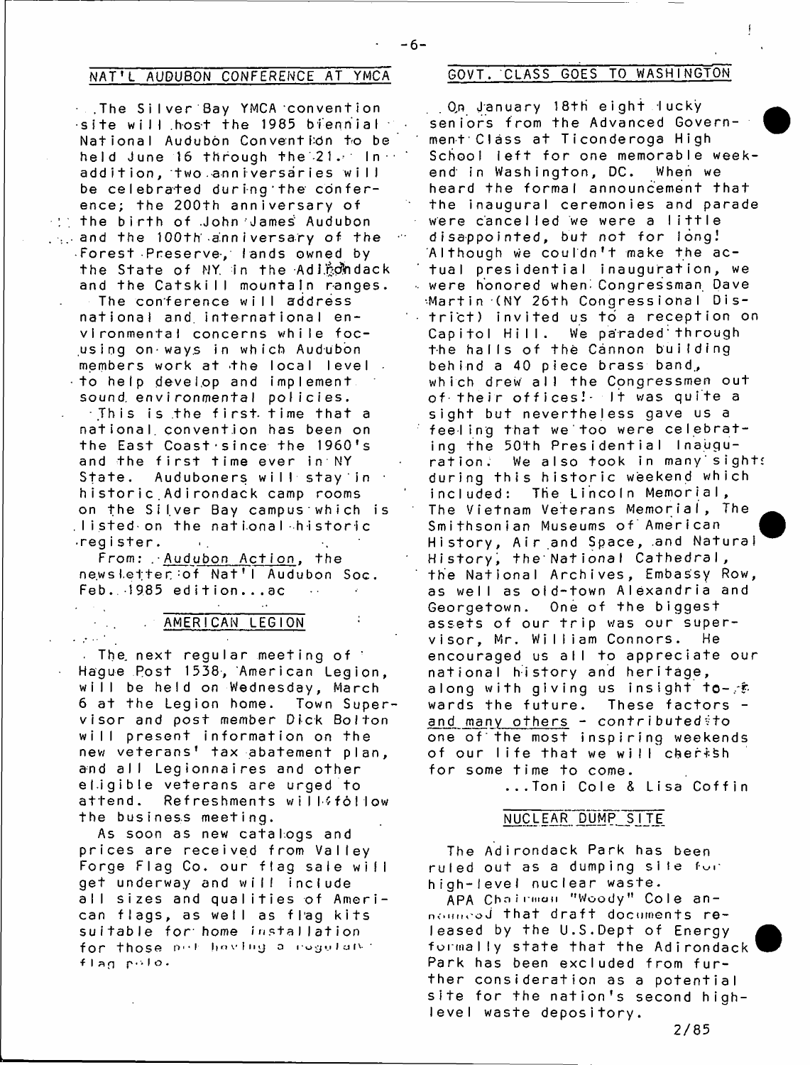## NAT'L AUDUBON CONFERENCE AT YMCA

The Silver Bay YMCA convention site will host the 1985 biennial National Audubon Convention to be held June 16 through the 21. In addition, two anniversaries will be celebrated during the conference; the 200th anniversary of the birth of John James Audubon and the 100th anniversary of the Forest Preserve, lands owned by the State of NY in the Adirondack and the Catskill mountain ranges.

The conference will address national and international environmental concerns while focusing on ways in which Audubon members work at the local level to help develop and implement sound environmental policies.

This is the first time that a national convention has been on the East Coast since the 1960's and the first time ever in NY State. Auduboners will stay in historic Adirondack camp rooms on the Silver Bay campus which is listed on the national historic register.

From: Audubon Action, the newsletter of Nat'l Audubon Soc. Feb. 1985 edition...ac

## AMERICAN LEGION

The next regular meeting of Hague Post 1538, American Legion, will be held on Wednesday, March 6 at the Legion home. Town Supervisor and post member Dick Bolton will present information on the new veterans' tax abatement plan, and all Legionnaires and other eligible veterans are urged to attend. Refreshments will follow the business meeting.

As soon as new catalogs and prices are received from Valley Forge Flag Co. our flag sale will get underway and will include all sizes and qualities of American flags, as well as flag kits suitable for home installation for those not having a regular flag pole.

## GOVT. CLASS GOES TO WASHINGTON

On January 18th eight lucky seniors from the Advanced Government Class at Ticonderoga High School left for one memorable weekend in Washington, DC. When we heard the formal announcement that the inaugural ceremonies and parade were cancelled we were a little disappointed, but not for long! Although we couldn't make the actual presidential inauguration, we were honored when Congressman Dave Martin (NY 26th Congressional District) invited us to a reception on Capitol Hill. We paraded through the halls of the Cannon building behind a 40 piece brass band, which drew all the Congressmen out of their offices! It was quite a sight but nevertheless gave us a feeling that we too were celebrating the 50th Presidential Inauguration. We also took in many sights during this historic weekend which included: The Lincoln Memorial, The Vietnam Veterans Memorial, The Smithsonian Museums of American History, Air and Space, and Natural History, the National Cathedral, the National Archives, Embassy Row, as well as old-town Alexandria and Georgetown. One of the biggest assets of our trip was our supervisor, Mr. William Connors. He encouraged us all to appreciate our national history and heritage, along with giving us insight towards the future. These factors - and many others - contributed to one of the most inspiring weekends of our life that we will cherish for some time to come.

...Toni Cole & Lisa Coffin

## NUCLEAR DUMP SITE

The Adirondack Park has been ruled out as a dumping site for high-level nuclear waste.

APA Chairman "Woody" Cole announced that draft documents released by the U.S.Dept of Energy formally state that the Adirondack Park has been excluded from further consideration as a potential site for the nation's second high-level waste depository.

2/85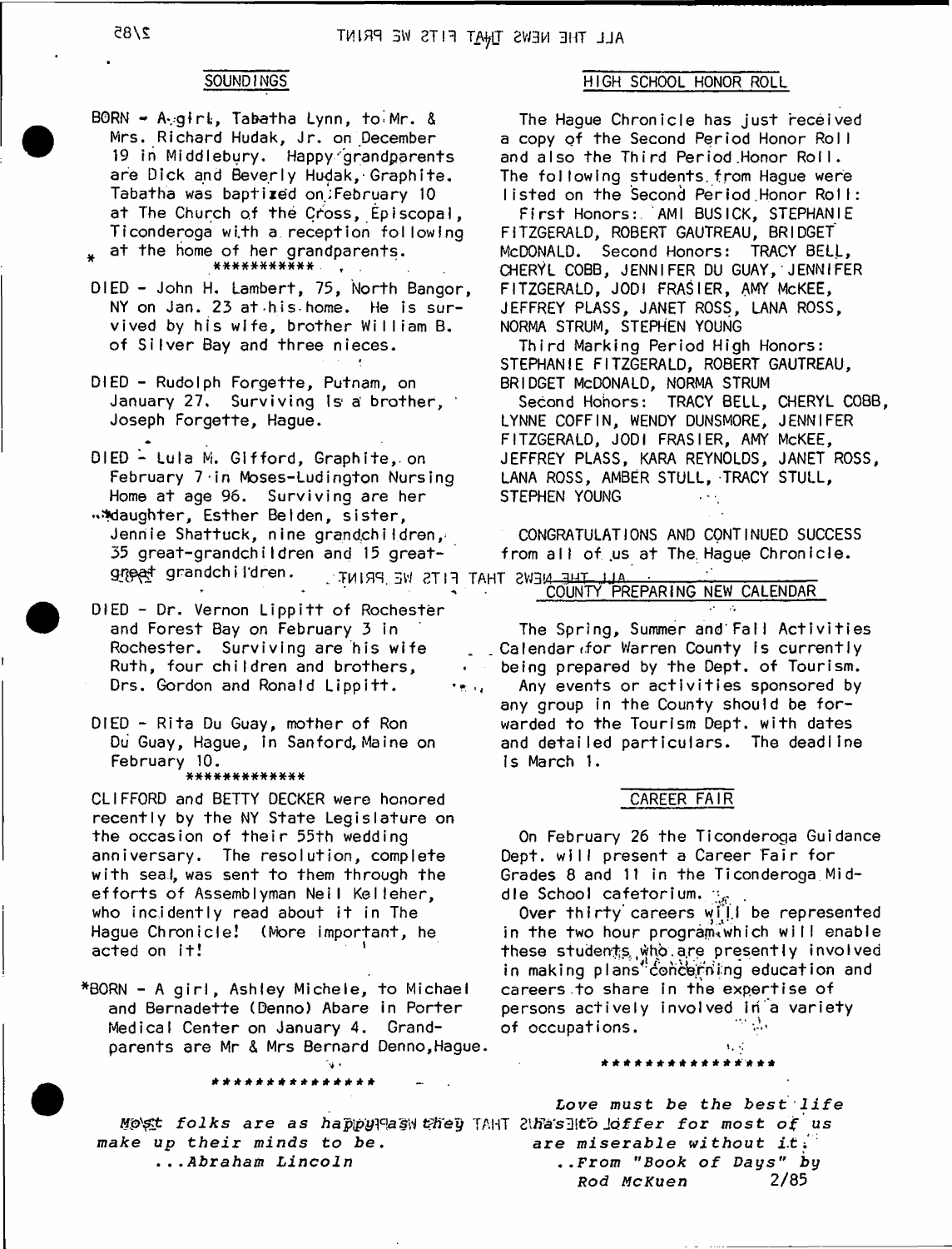## SOUNDINGS

BORN - A girl, Tabatha Lynn, to Mr. & Mrs. Richard Hudak, Jr. on December 19 in Middlebury. Happy grandparents are Dick and Beverly Hudak, Graphite. Tabatha was baptized on February 10 at The Church of the Cross, Episcopal, Ticonderoga with a reception following at the home of her grandparents.

***********

DIED - John H. Lambert, 75, North Bangor, NY on Jan. 23 at his home. He is survived by his wife, brother William B. of Silver Bay and three nieces.

DIED - Rudolph Forgette, Putnam, on January 27. Surviving is a brother, Joseph Forgette, Hague.

DIED - Lula M. Gifford, Graphite, on February 7 in Moses-Ludington Nursing Home at age 96. Surviving are her daughter, Esther Belden, sister, Jennie Shattuck, nine grandchildren, 35 great-grandchildren and 15 great-great grandchildren.

DIED - Dr. Vernon Lippitt of Rochester and Forest Bay on February 3 in Rochester. Surviving are his wife Ruth, four children and brothers, Drs. Gordon and Ronald Lippitt.

DIED - Rita Du Guay, mother of Ron Du Guay, Hague, in Sanford, Maine on February 10.

*************

CLIFFORD and BETTY DECKER were honored recently by the NY State Legislature on the occasion of their 55th wedding anniversary. The resolution, complete with seal, was sent to them through the efforts of Assemblyman Neil Kelleher, who incidently read about it in The Hague Chronicle! (More important, he acted on it!

*BORN - A girl, Ashley Michele, to Michael and Bernadette (Denno) Abare in Porter Medical Center on January 4. Grandparents are Mr & Mrs Bernard Denno, Hague.

***************

## HIGH SCHOOL HONOR ROLL

The Hague Chronicle has just received a copy of the Second Period Honor Roll and also the Third Period Honor Roll. The following students from Hague were listed on the Second Period Honor Roll:

First Honors: AMI BUSICK, STEPHANIE FITZGERALD, ROBERT GAUTREAU, BRIDGET McDONALD. Second Honors: TRACY BELL, CHERYL COBB, JENNIFER DU GUAY, JENNIFER FITZGERALD, JODI FRASIER, AMY McKEE, JEFFREY PLASS, JANET ROSS, LANA ROSS, NORMA STRUM, STEPHEN YOUNG

Third Marking Period High Honors: STEPHANIE FITZGERALD, ROBERT GAUTREAU, BRIDGET McDONALD, NORMA STRUM

Second Honors: TRACY BELL, CHERYL COBB, LYNNE COFFIN, WENDY DUNSMORE, JENNIFER FITZGERALD, JODI FRASIER, AMY McKEE, JEFFREY PLASS, KARA REYNOLDS, JANET ROSS, LANA ROSS, AMBER STULL, TRACY STULL, STEPHEN YOUNG

CONGRATULATIONS AND CONTINUED SUCCESS from all of us at The Hague Chronicle.

## COUNTY PREPARING NEW CALENDAR

The Spring, Summer and Fall Activities Calendar for Warren County is currently being prepared by the Dept. of Tourism. Any events or activities sponsored by any group in the County should be forwarded to the Tourism Dept. with dates and detailed particulars. The deadline is March 1.

## CAREER FAIR

On February 26 the Ticonderoga Guidance Dept. will present a Career Fair for Grades 8 and 11 in the Ticonderoga Middle School cafetorium.

Over thirty careers will be represented in the two hour program which will enable these students who are presently involved in making plans concerning education and careers to share in the expertise of persons actively involved in a variety of occupations.

***************

*Most folks are as happy as they make up their minds to be.*
*...Abraham Lincoln*

*Love must be the best life has to offer for most of us are miserable without it.*
*..From "Book of Days" by Rod McKuen* 2/85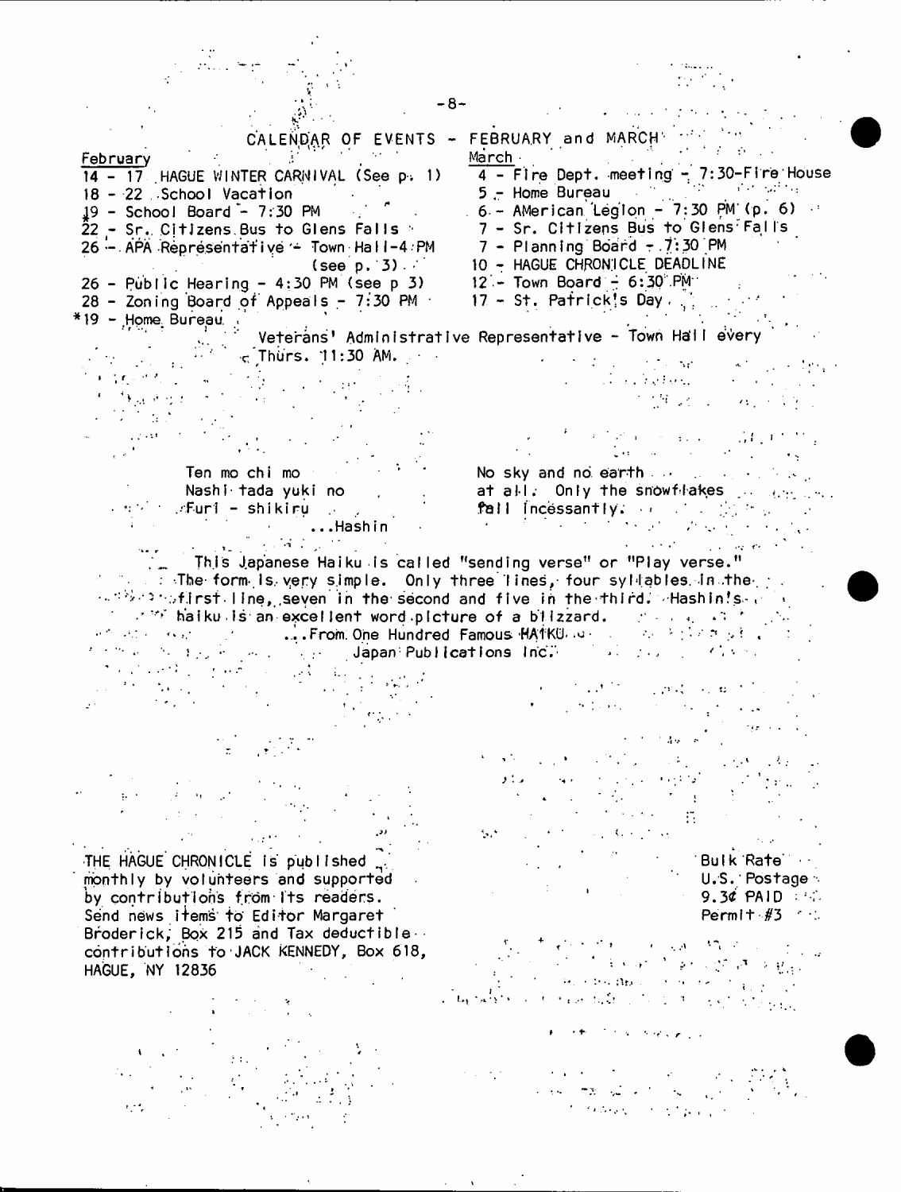## CALENDAR OF EVENTS - FEBRUARY and MARCH

**February**

14 - 17 HAGUE WINTER CARNIVAL (See p. 1)
18 - 22 School Vacation
*19 - School Board - 7:30 PM
22 - Sr. Citizens Bus to Glens Falls
26 - APA Representative - Town Hall-4 PM (see p. 3)
26 - Public Hearing - 4:30 PM (see p 3)
28 - Zoning Board of Appeals - 7:30 PM
*19 - Home Bureau

**March**

4 - Fire Dept. meeting - 7:30-Fire House
5 - Home Bureau
6 - AMerican Legion - 7:30 PM (p. 6)
7 - Sr. Citizens Bus to Glens Falls
7 - Planning Board - 7:30 PM
10 - HAGUE CHRONICLE DEADLINE
12 - Town Board - 6:30 PM
17 - St. Patrick's Day

Veterans' Administrative Representative - Town Hall every Thurs. 11:30 AM.

Ten mo chi mo
Nashi tada yuki no
Furi - shikiru
...Hashin

No sky and no earth
at all. Only the snowflakes
fall incessantly.

This Japanese Haiku is called "sending verse" or "Play verse." The form is very simple. Only three lines, four syllables in the first line, seven in the second and five in the third. Hashin's haiku is an excellent word picture of a blizzard.
...From One Hundred Famous HAIKU
Japan Publications Inc.

THE HAGUE CHRONICLE is published monthly by volunteers and supported by contributions from its readers. Send news items to Editor Margaret Broderick, Box 215 and Tax deductible contributions to JACK KENNEDY, Box 618, HAGUE, NY 12836

Bulk Rate
U.S. Postage
9.3¢ PAID
Permit #3